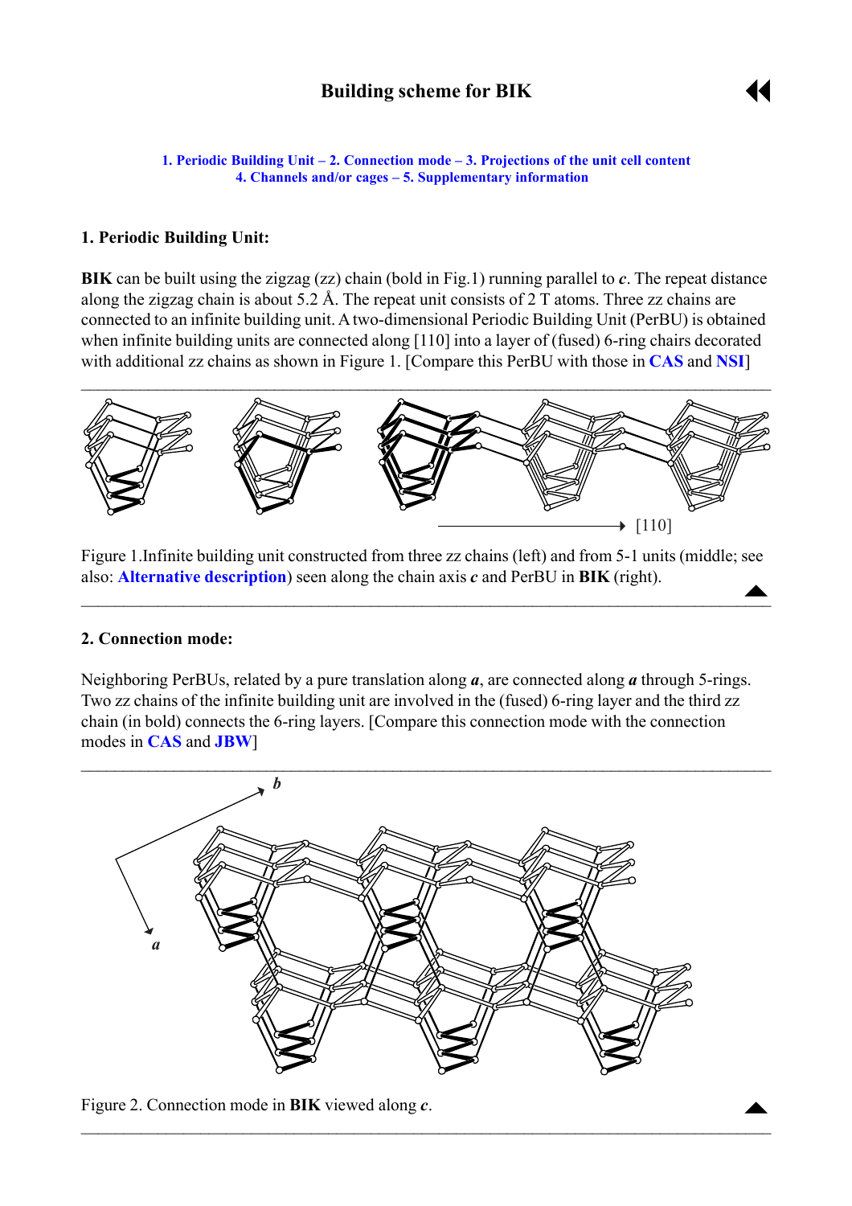# Building scheme for BIK

1. Periodic Building Unit – 2. Connection mode – 3. Projections of the unit cell content
4. Channels and/or cages – 5. Supplementary information

## 1. Periodic Building Unit:

**BIK** can be built using the zigzag (zz) chain (bold in Fig.1) running parallel to ***c***. The repeat distance along the zigzag chain is about 5.2 Å. The repeat unit consists of 2 T atoms. Three zz chains are connected to an infinite building unit. A two-dimensional Periodic Building Unit (PerBU) is obtained when infinite building units are connected along [110] into a layer of (fused) 6-ring chairs decorated with additional zz chains as shown in Figure 1. [Compare this PerBU with those in **CAS** and **NSI**]

Figure 1.Infinite building unit constructed from three zz chains (left) and from 5-1 units (middle; see also: **Alternative description**) seen along the chain axis ***c*** and PerBU in **BIK** (right).

## 2. Connection mode:

Neighboring PerBUs, related by a pure translation along ***a***, are connected along ***a*** through 5-rings. Two zz chains of the infinite building unit are involved in the (fused) 6-ring layer and the third zz chain (in bold) connects the 6-ring layers. [Compare this connection mode with the connection modes in **CAS** and **JBW**]

Figure 2. Connection mode in **BIK** viewed along ***c***.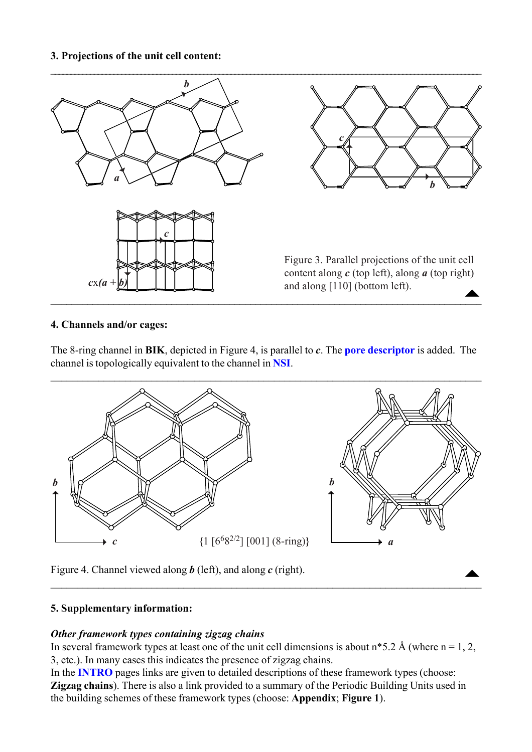### 3. Projections of the unit cell content:

Figure 3. Parallel projections of the unit cell content along ***c*** (top left), along ***a*** (top right) and along [110] (bottom left).

### 4. Channels and/or cages:

The 8-ring channel in **BIK**, depicted in Figure 4, is parallel to ***c***. The **pore descriptor** is added. The channel is topologically equivalent to the channel in **NSI**.

{1 [$6^6 8^{2/2}$] [001] (8-ring)}

Figure 4. Channel viewed along ***b*** (left), and along ***c*** (right).

### 5. Supplementary information:

***Other framework types containing zigzag chains***

In several framework types at least one of the unit cell dimensions is about n*5.2 Å (where n = 1, 2, 3, etc.). In many cases this indicates the presence of zigzag chains.

In the **INTRO** pages links are given to detailed descriptions of these framework types (choose: **Zigzag chains**). There is also a link provided to a summary of the Periodic Building Units used in the building schemes of these framework types (choose: **Appendix**; **Figure 1**).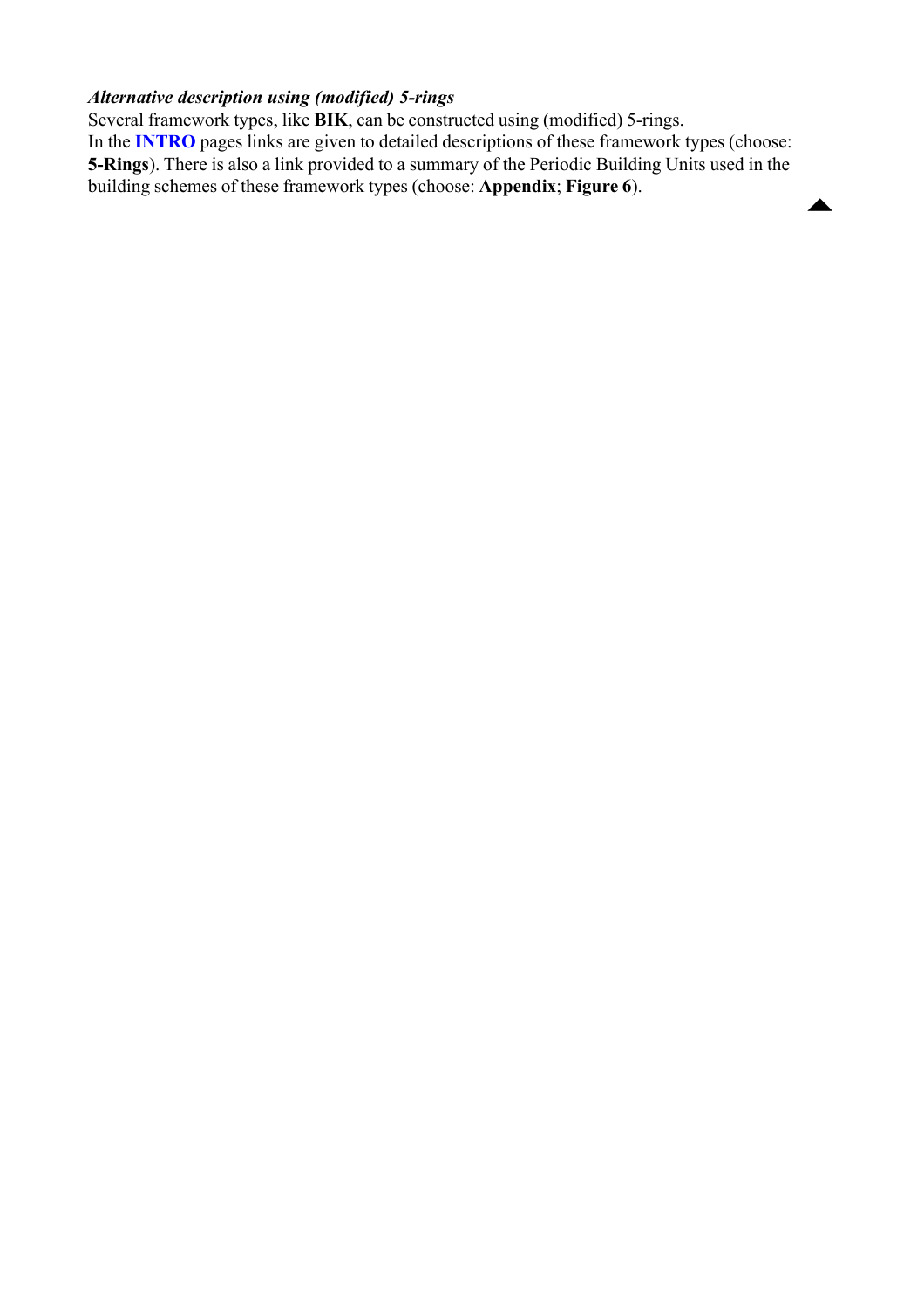***Alternative description using (modified) 5-rings***

Several framework types, like **BIK**, can be constructed using (modified) 5-rings.
In the **INTRO** pages links are given to detailed descriptions of these framework types (choose: **5-Rings**). There is also a link provided to a summary of the Periodic Building Units used in the building schemes of these framework types (choose: **Appendix**; **Figure 6**).